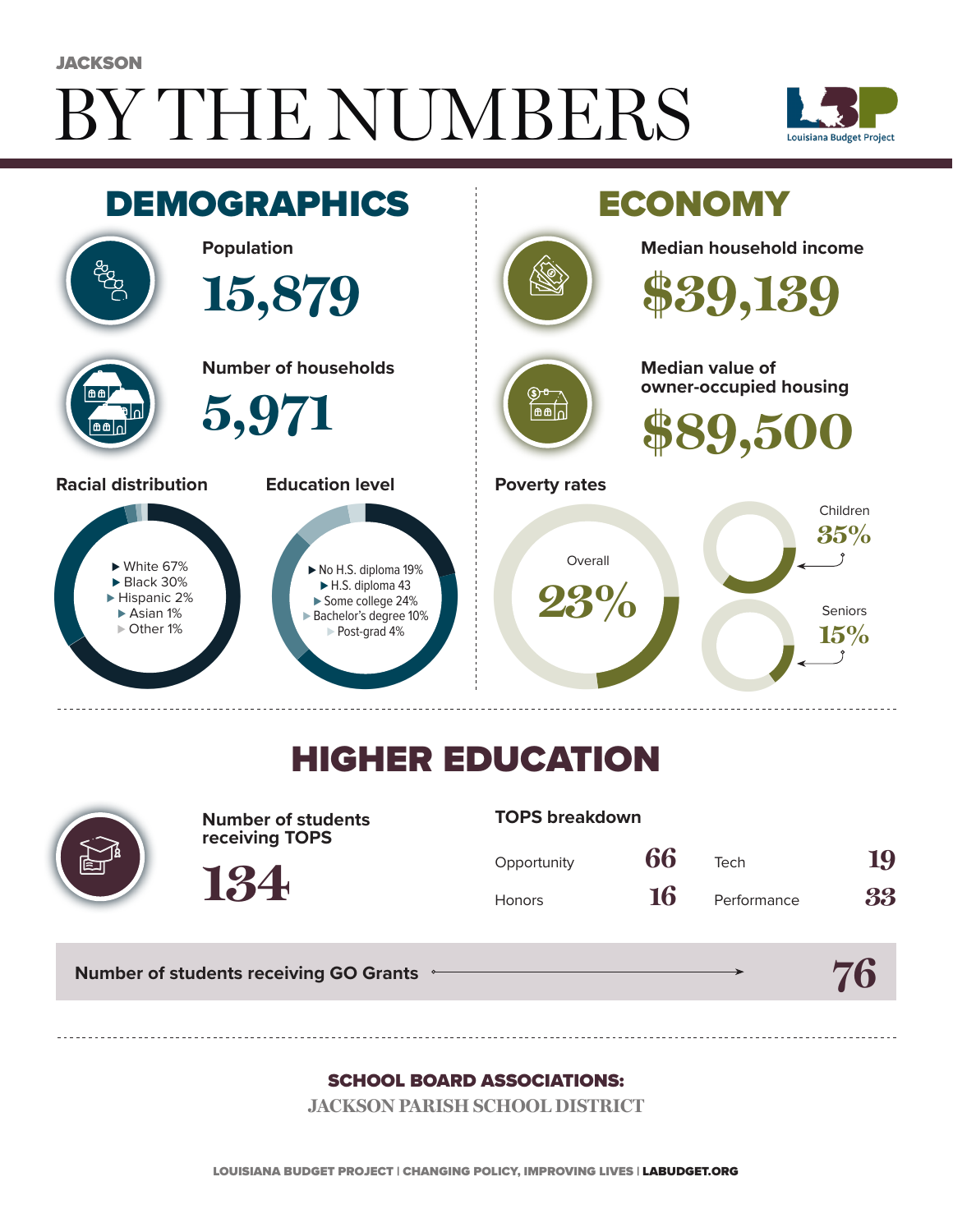JACKSON

# BY THE NUMBERS

Louisiana Budget Project

## DEMOGRAPHICS

**Population**

15,879

**Number of households**

5,971

**Racial distribution**

- White 67%
- Black 30%
- Hispanic 2%
- Asian 1%
- Other 1%

**Education level**

- No H.S. diploma 19%
- H.S. diploma 43
- Some college 24%
- Bachelor's degree 10%
- Post-grad 4%

## ECONOMY

**Median household income**

$39,139

**Median value of owner-occupied housing**

$89,500

**Poverty rates**

Overall 23%

Children 35%

Seniors 15%

## HIGHER EDUCATION

**Number of students receiving TOPS**

134

**TOPS breakdown**

| | | | |
|---|---|---|---|
| Opportunity | 66 | Tech | 19 |
| Honors | 16 | Performance | 33 |

**Number of students receiving GO Grants** 76

**SCHOOL BOARD ASSOCIATIONS:**

JACKSON PARISH SCHOOL DISTRICT

LOUISIANA BUDGET PROJECT | CHANGING POLICY, IMPROVING LIVES | LABUDGET.ORG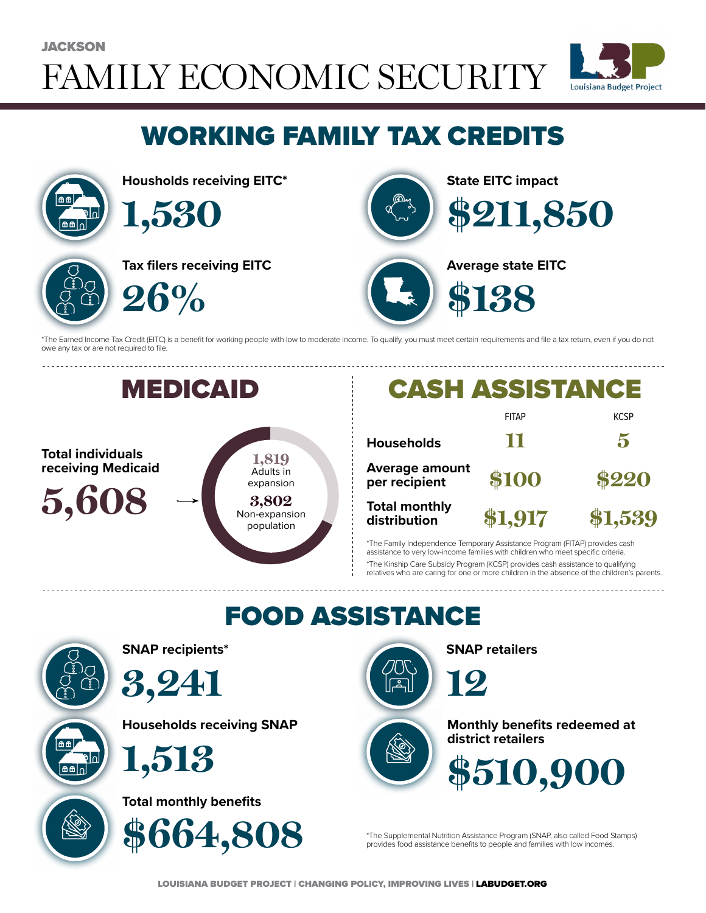JACKSON

# FAMILY ECONOMIC SECURITY

Louisiana Budget Project

## WORKING FAMILY TAX CREDITS

**Households receiving EITC***

**1,530**

**State EITC impact**

**$211,850**

**Tax filers receiving EITC**

**26%**

**Average state EITC**

**$138**

*The Earned Income Tax Credit (EITC) is a benefit for working people with low to moderate income. To qualify, you must meet certain requirements and file a tax return, even if you do not owe any tax or are not required to file.

## MEDICAID

**Total individuals receiving Medicaid**

**5,608**

1,819 Adults in expansion

3,802 Non-expansion population

## CASH ASSISTANCE

| | FITAP | KCSP |
|---|---|---|
| **Households** | 11 | 5 |
| **Average amount per recipient** | $100 | $220 |
| **Total monthly distribution** | $1,917 | $1,539 |

*The Family Independence Temporary Assistance Program (FITAP) provides cash assistance to very low-income families with children who meet specific criteria.

*The Kinship Care Subsidy Program (KCSP) provides cash assistance to qualifying relatives who are caring for one or more children in the absence of the children's parents.

## FOOD ASSISTANCE

**SNAP recipients***

**3,241**

**Households receiving SNAP**

**1,513**

**Total monthly benefits**

**$664,808**

**SNAP retailers**

**12**

**Monthly benefits redeemed at district retailers**

**$510,900**

*The Supplemental Nutrition Assistance Program (SNAP, also called Food Stamps) provides food assistance benefits to people and families with low incomes.

LOUISIANA BUDGET PROJECT | CHANGING POLICY, IMPROVING LIVES | LABUDGET.ORG